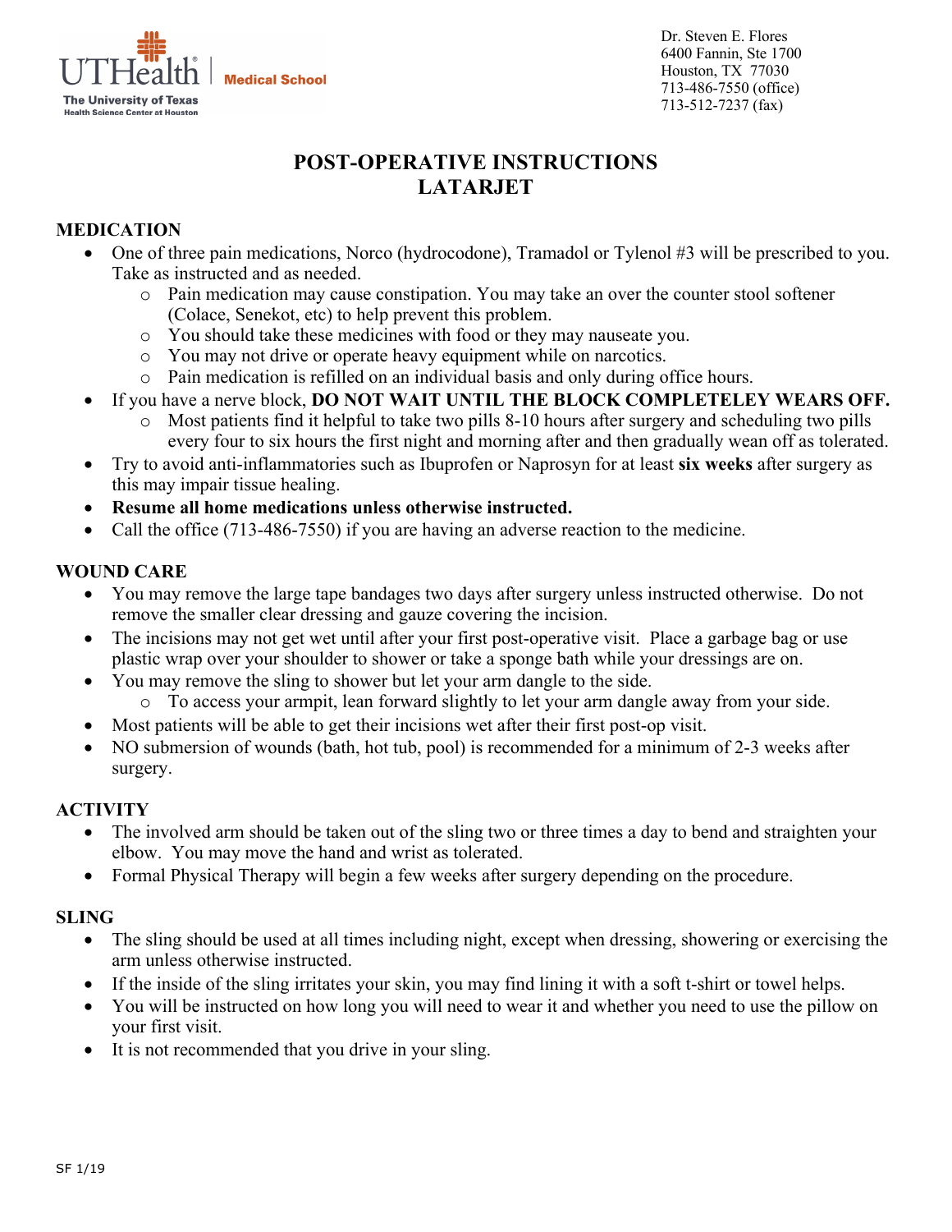UTHealth | Medical School
The University of Texas
Health Science Center at Houston

Dr. Steven E. Flores
6400 Fannin, Ste 1700
Houston, TX 77030
713-486-7550 (office)
713-512-7237 (fax)

# POST-OPERATIVE INSTRUCTIONS
# LATARJET

## MEDICATION

- One of three pain medications, Norco (hydrocodone), Tramadol or Tylenol #3 will be prescribed to you. Take as instructed and as needed.
    - Pain medication may cause constipation. You may take an over the counter stool softener (Colace, Senekot, etc) to help prevent this problem.
    - You should take these medicines with food or they may nauseate you.
    - You may not drive or operate heavy equipment while on narcotics.
    - Pain medication is refilled on an individual basis and only during office hours.
- If you have a nerve block, **DO NOT WAIT UNTIL THE BLOCK COMPLETELEY WEARS OFF.**
    - Most patients find it helpful to take two pills 8-10 hours after surgery and scheduling two pills every four to six hours the first night and morning after and then gradually wean off as tolerated.
- Try to avoid anti-inflammatories such as Ibuprofen or Naprosyn for at least **six weeks** after surgery as this may impair tissue healing.
- **Resume all home medications unless otherwise instructed.**
- Call the office (713-486-7550) if you are having an adverse reaction to the medicine.

## WOUND CARE

- You may remove the large tape bandages two days after surgery unless instructed otherwise. Do not remove the smaller clear dressing and gauze covering the incision.
- The incisions may not get wet until after your first post-operative visit. Place a garbage bag or use plastic wrap over your shoulder to shower or take a sponge bath while your dressings are on.
- You may remove the sling to shower but let your arm dangle to the side.
    - To access your armpit, lean forward slightly to let your arm dangle away from your side.
- Most patients will be able to get their incisions wet after their first post-op visit.
- NO submersion of wounds (bath, hot tub, pool) is recommended for a minimum of 2-3 weeks after surgery.

## ACTIVITY

- The involved arm should be taken out of the sling two or three times a day to bend and straighten your elbow. You may move the hand and wrist as tolerated.
- Formal Physical Therapy will begin a few weeks after surgery depending on the procedure.

## SLING

- The sling should be used at all times including night, except when dressing, showering or exercising the arm unless otherwise instructed.
- If the inside of the sling irritates your skin, you may find lining it with a soft t-shirt or towel helps.
- You will be instructed on how long you will need to wear it and whether you need to use the pillow on your first visit.
- It is not recommended that you drive in your sling.

SF 1/19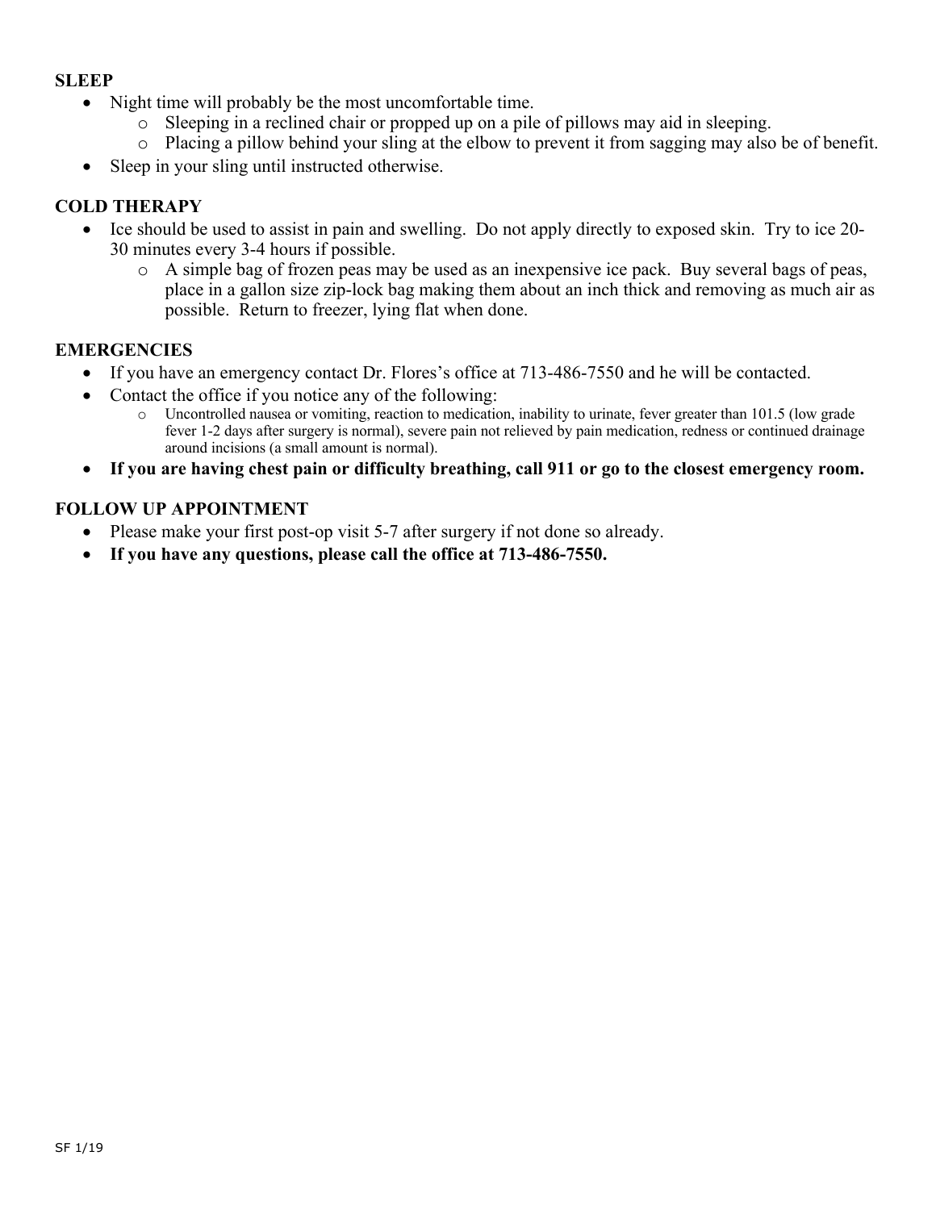**SLEEP**

- Night time will probably be the most uncomfortable time.
    - Sleeping in a reclined chair or propped up on a pile of pillows may aid in sleeping.
    - Placing a pillow behind your sling at the elbow to prevent it from sagging may also be of benefit.
- Sleep in your sling until instructed otherwise.

**COLD THERAPY**

- Ice should be used to assist in pain and swelling. Do not apply directly to exposed skin. Try to ice 20-30 minutes every 3-4 hours if possible.
    - A simple bag of frozen peas may be used as an inexpensive ice pack. Buy several bags of peas, place in a gallon size zip-lock bag making them about an inch thick and removing as much air as possible. Return to freezer, lying flat when done.

**EMERGENCIES**

- If you have an emergency contact Dr. Flores's office at 713-486-7550 and he will be contacted.
- Contact the office if you notice any of the following:
    - Uncontrolled nausea or vomiting, reaction to medication, inability to urinate, fever greater than 101.5 (low grade fever 1-2 days after surgery is normal), severe pain not relieved by pain medication, redness or continued drainage around incisions (a small amount is normal).
- **If you are having chest pain or difficulty breathing, call 911 or go to the closest emergency room.**

**FOLLOW UP APPOINTMENT**

- Please make your first post-op visit 5-7 after surgery if not done so already.
- **If you have any questions, please call the office at 713-486-7550.**

SF 1/19